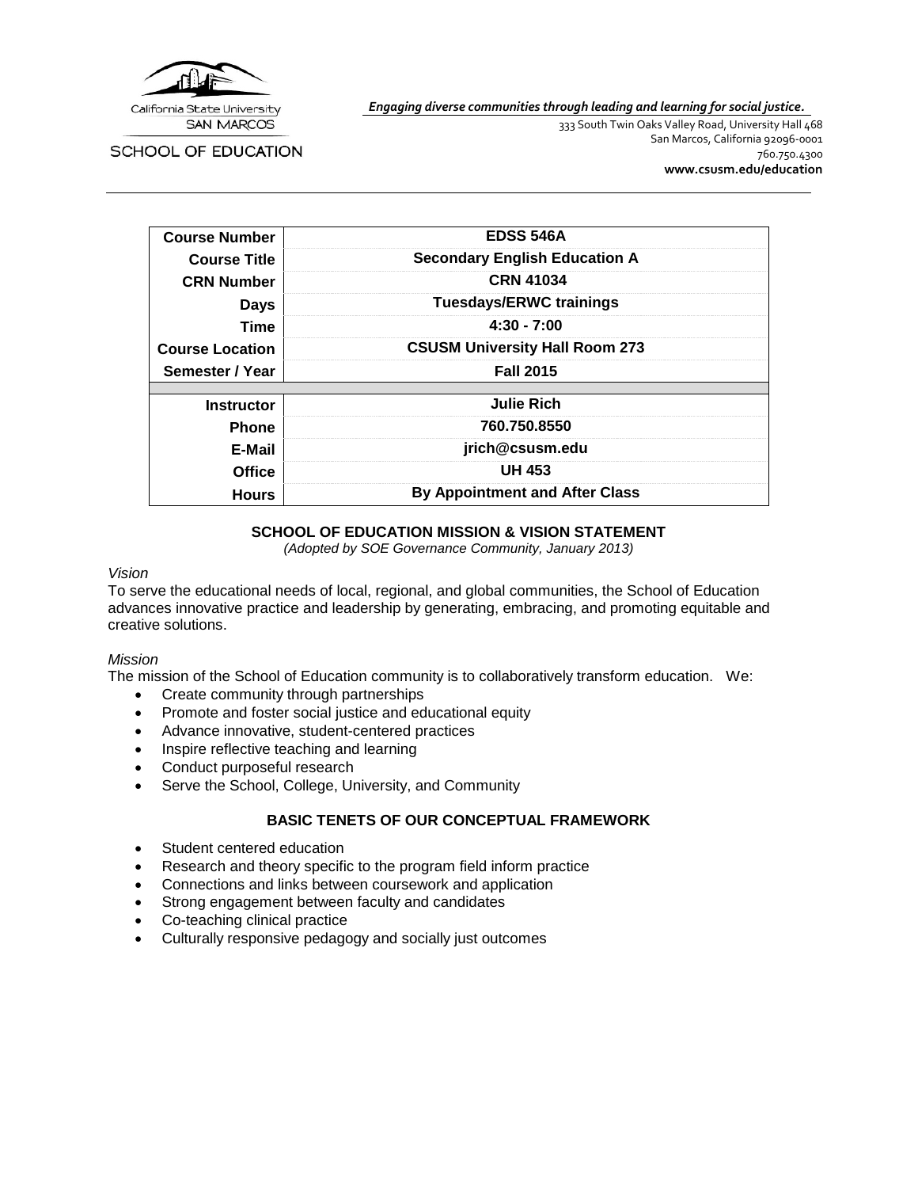California State University SAN MARCOS

SCHOOL OF EDUCATION

*Engaging diverse communities through leading and learning for social justice.*

333 South Twin Oaks Valley Road, University Hall 468
San Marcos, California 92096-0001
760.750.4300
**www.csusm.edu/education**

| | |
|---|---|
| **Course Number** | **EDSS 546A** |
| **Course Title** | **Secondary English Education A** |
| **CRN Number** | **CRN 41034** |
| **Days** | **Tuesdays/ERWC trainings** |
| **Time** | **4:30 - 7:00** |
| **Course Location** | **CSUSM University Hall Room 273** |
| **Semester / Year** | **Fall 2015** |
| **Instructor** | **Julie Rich** |
| **Phone** | **760.750.8550** |
| **E-Mail** | **jrich@csusm.edu** |
| **Office** | **UH 453** |
| **Hours** | **By Appointment and After Class** |

## SCHOOL OF EDUCATION MISSION & VISION STATEMENT

*(Adopted by SOE Governance Community, January 2013)*

*Vision*

To serve the educational needs of local, regional, and global communities, the School of Education advances innovative practice and leadership by generating, embracing, and promoting equitable and creative solutions.

*Mission*

The mission of the School of Education community is to collaboratively transform education. We:

- Create community through partnerships
- Promote and foster social justice and educational equity
- Advance innovative, student-centered practices
- Inspire reflective teaching and learning
- Conduct purposeful research
- Serve the School, College, University, and Community

## BASIC TENETS OF OUR CONCEPTUAL FRAMEWORK

- Student centered education
- Research and theory specific to the program field inform practice
- Connections and links between coursework and application
- Strong engagement between faculty and candidates
- Co-teaching clinical practice
- Culturally responsive pedagogy and socially just outcomes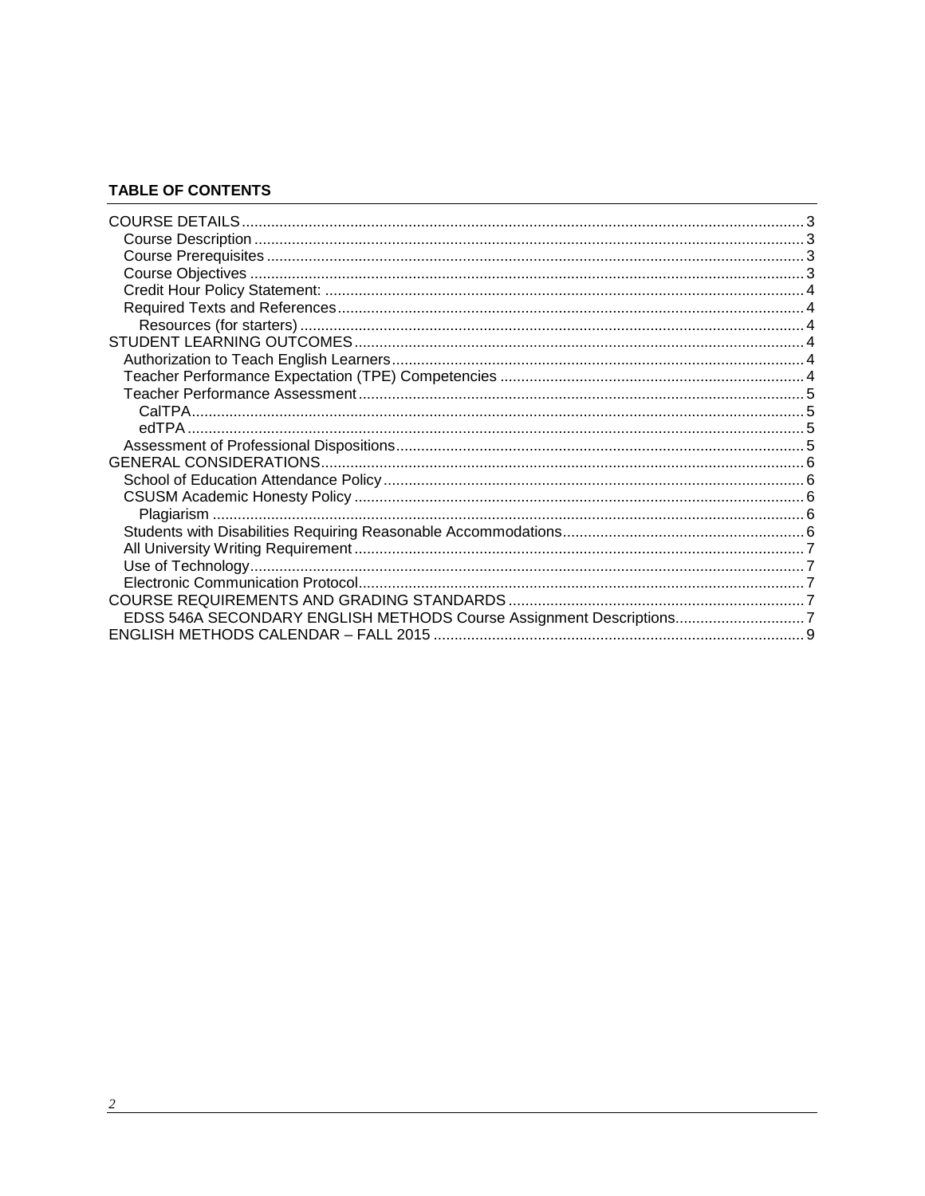**TABLE OF CONTENTS**

- COURSE DETAILS ..... 3
  - Course Description ..... 3
  - Course Prerequisites ..... 3
  - Course Objectives ..... 3
  - Credit Hour Policy Statement: ..... 4
  - Required Texts and References ..... 4
    - Resources (for starters) ..... 4
- STUDENT LEARNING OUTCOMES ..... 4
  - Authorization to Teach English Learners ..... 4
  - Teacher Performance Expectation (TPE) Competencies ..... 4
  - Teacher Performance Assessment ..... 5
    - CalTPA ..... 5
    - edTPA ..... 5
  - Assessment of Professional Dispositions ..... 5
- GENERAL CONSIDERATIONS ..... 6
  - School of Education Attendance Policy ..... 6
  - CSUSM Academic Honesty Policy ..... 6
    - Plagiarism ..... 6
  - Students with Disabilities Requiring Reasonable Accommodations ..... 6
  - All University Writing Requirement ..... 7
  - Use of Technology ..... 7
  - Electronic Communication Protocol ..... 7
- COURSE REQUIREMENTS AND GRADING STANDARDS ..... 7
  - EDSS 546A SECONDARY ENGLISH METHODS Course Assignment Descriptions ..... 7
- ENGLISH METHODS CALENDAR – FALL 2015 ..... 9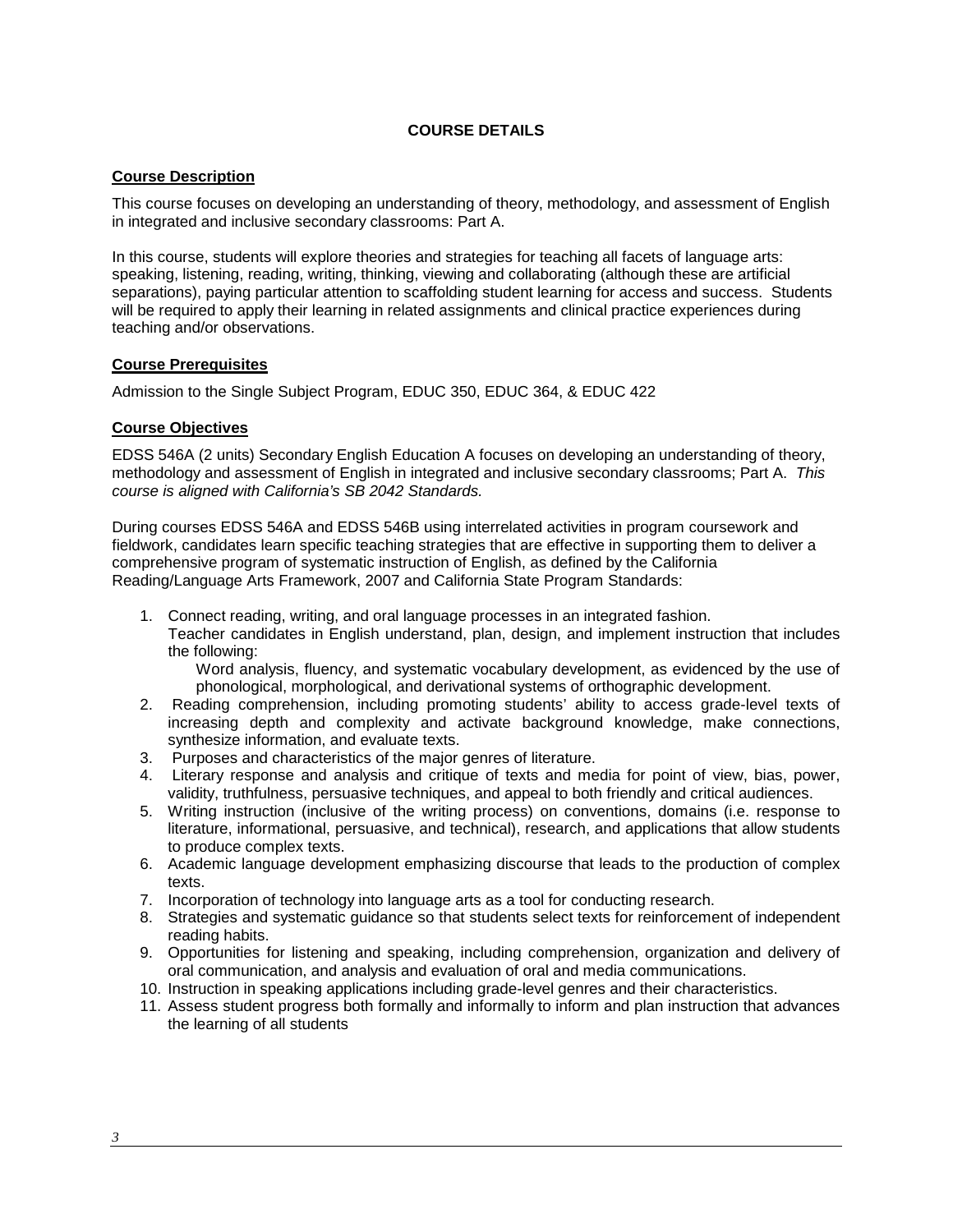# COURSE DETAILS

## Course Description

This course focuses on developing an understanding of theory, methodology, and assessment of English in integrated and inclusive secondary classrooms: Part A.

In this course, students will explore theories and strategies for teaching all facets of language arts: speaking, listening, reading, writing, thinking, viewing and collaborating (although these are artificial separations), paying particular attention to scaffolding student learning for access and success. Students will be required to apply their learning in related assignments and clinical practice experiences during teaching and/or observations.

## Course Prerequisites

Admission to the Single Subject Program, EDUC 350, EDUC 364, & EDUC 422

## Course Objectives

EDSS 546A (2 units) Secondary English Education A focuses on developing an understanding of theory, methodology and assessment of English in integrated and inclusive secondary classrooms; Part A. *This course is aligned with California's SB 2042 Standards.*

During courses EDSS 546A and EDSS 546B using interrelated activities in program coursework and fieldwork, candidates learn specific teaching strategies that are effective in supporting them to deliver a comprehensive program of systematic instruction of English, as defined by the California Reading/Language Arts Framework, 2007 and California State Program Standards:

1. Connect reading, writing, and oral language processes in an integrated fashion.
   Teacher candidates in English understand, plan, design, and implement instruction that includes the following:
   Word analysis, fluency, and systematic vocabulary development, as evidenced by the use of phonological, morphological, and derivational systems of orthographic development.
2. Reading comprehension, including promoting students' ability to access grade-level texts of increasing depth and complexity and activate background knowledge, make connections, synthesize information, and evaluate texts.
3. Purposes and characteristics of the major genres of literature.
4. Literary response and analysis and critique of texts and media for point of view, bias, power, validity, truthfulness, persuasive techniques, and appeal to both friendly and critical audiences.
5. Writing instruction (inclusive of the writing process) on conventions, domains (i.e. response to literature, informational, persuasive, and technical), research, and applications that allow students to produce complex texts.
6. Academic language development emphasizing discourse that leads to the production of complex texts.
7. Incorporation of technology into language arts as a tool for conducting research.
8. Strategies and systematic guidance so that students select texts for reinforcement of independent reading habits.
9. Opportunities for listening and speaking, including comprehension, organization and delivery of oral communication, and analysis and evaluation of oral and media communications.
10. Instruction in speaking applications including grade-level genres and their characteristics.
11. Assess student progress both formally and informally to inform and plan instruction that advances the learning of all students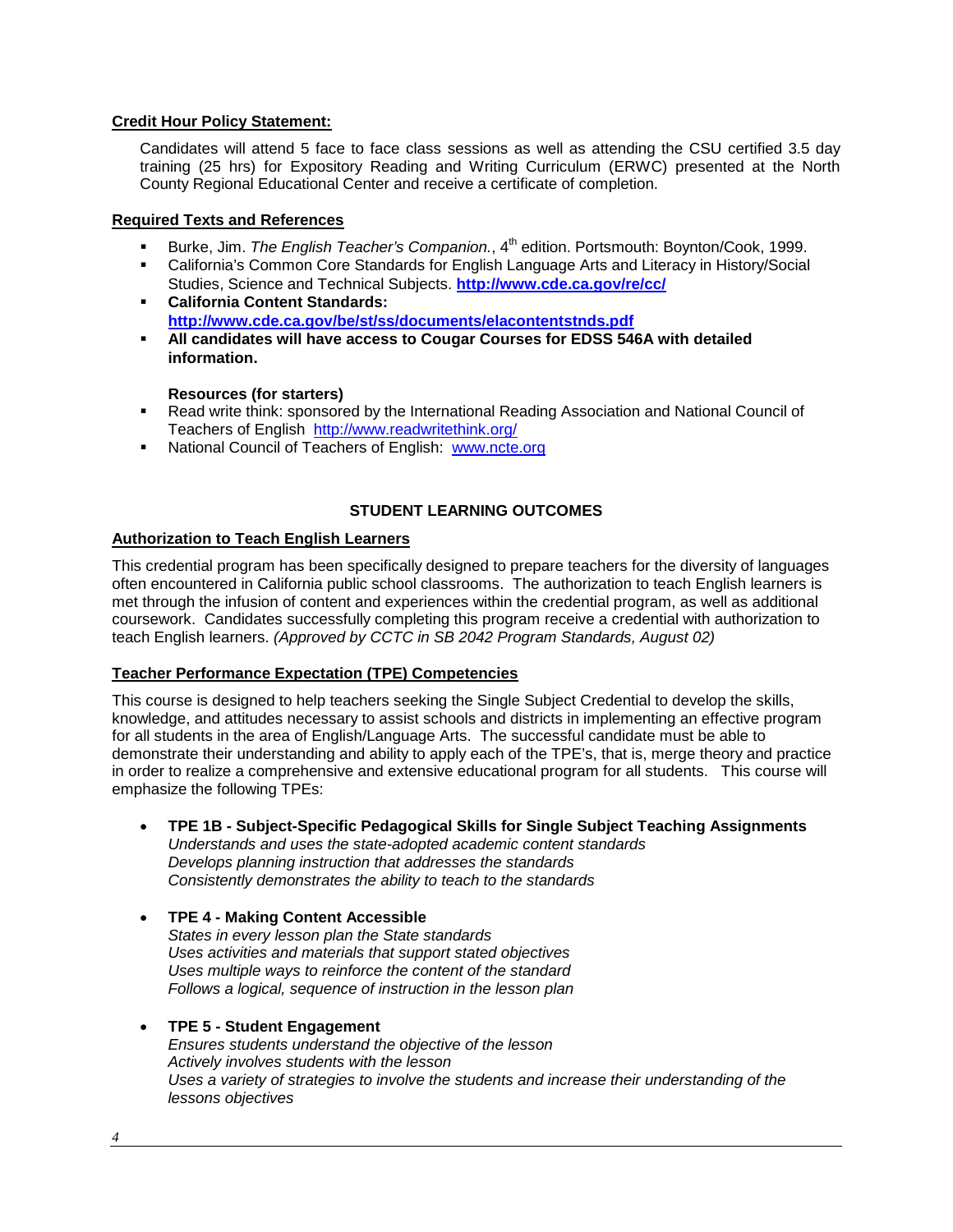**Credit Hour Policy Statement:**

Candidates will attend 5 face to face class sessions as well as attending the CSU certified 3.5 day training (25 hrs) for Expository Reading and Writing Curriculum (ERWC) presented at the North County Regional Educational Center and receive a certificate of completion.

**Required Texts and References**

- Burke, Jim. *The English Teacher's Companion.*, 4th edition. Portsmouth: Boynton/Cook, 1999.
- California's Common Core Standards for English Language Arts and Literacy in History/Social Studies, Science and Technical Subjects. **http://www.cde.ca.gov/re/cc/**
- **California Content Standards: http://www.cde.ca.gov/be/st/ss/documents/elacontentstnds.pdf**
- **All candidates will have access to Cougar Courses for EDSS 546A with detailed information.**

**Resources (for starters)**

- Read write think: sponsored by the International Reading Association and National Council of Teachers of English http://www.readwritethink.org/
- National Council of Teachers of English: www.ncte.org

## STUDENT LEARNING OUTCOMES

**Authorization to Teach English Learners**

This credential program has been specifically designed to prepare teachers for the diversity of languages often encountered in California public school classrooms. The authorization to teach English learners is met through the infusion of content and experiences within the credential program, as well as additional coursework. Candidates successfully completing this program receive a credential with authorization to teach English learners. *(Approved by CCTC in SB 2042 Program Standards, August 02)*

**Teacher Performance Expectation (TPE) Competencies**

This course is designed to help teachers seeking the Single Subject Credential to develop the skills, knowledge, and attitudes necessary to assist schools and districts in implementing an effective program for all students in the area of English/Language Arts. The successful candidate must be able to demonstrate their understanding and ability to apply each of the TPE's, that is, merge theory and practice in order to realize a comprehensive and extensive educational program for all students. This course will emphasize the following TPEs:

- **TPE 1B - Subject-Specific Pedagogical Skills for Single Subject Teaching Assignments**
  *Understands and uses the state-adopted academic content standards*
  *Develops planning instruction that addresses the standards*
  *Consistently demonstrates the ability to teach to the standards*

- **TPE 4 - Making Content Accessible**
  *States in every lesson plan the State standards*
  *Uses activities and materials that support stated objectives*
  *Uses multiple ways to reinforce the content of the standard*
  *Follows a logical, sequence of instruction in the lesson plan*

- **TPE 5 - Student Engagement**
  *Ensures students understand the objective of the lesson*
  *Actively involves students with the lesson*
  *Uses a variety of strategies to involve the students and increase their understanding of the lessons objectives*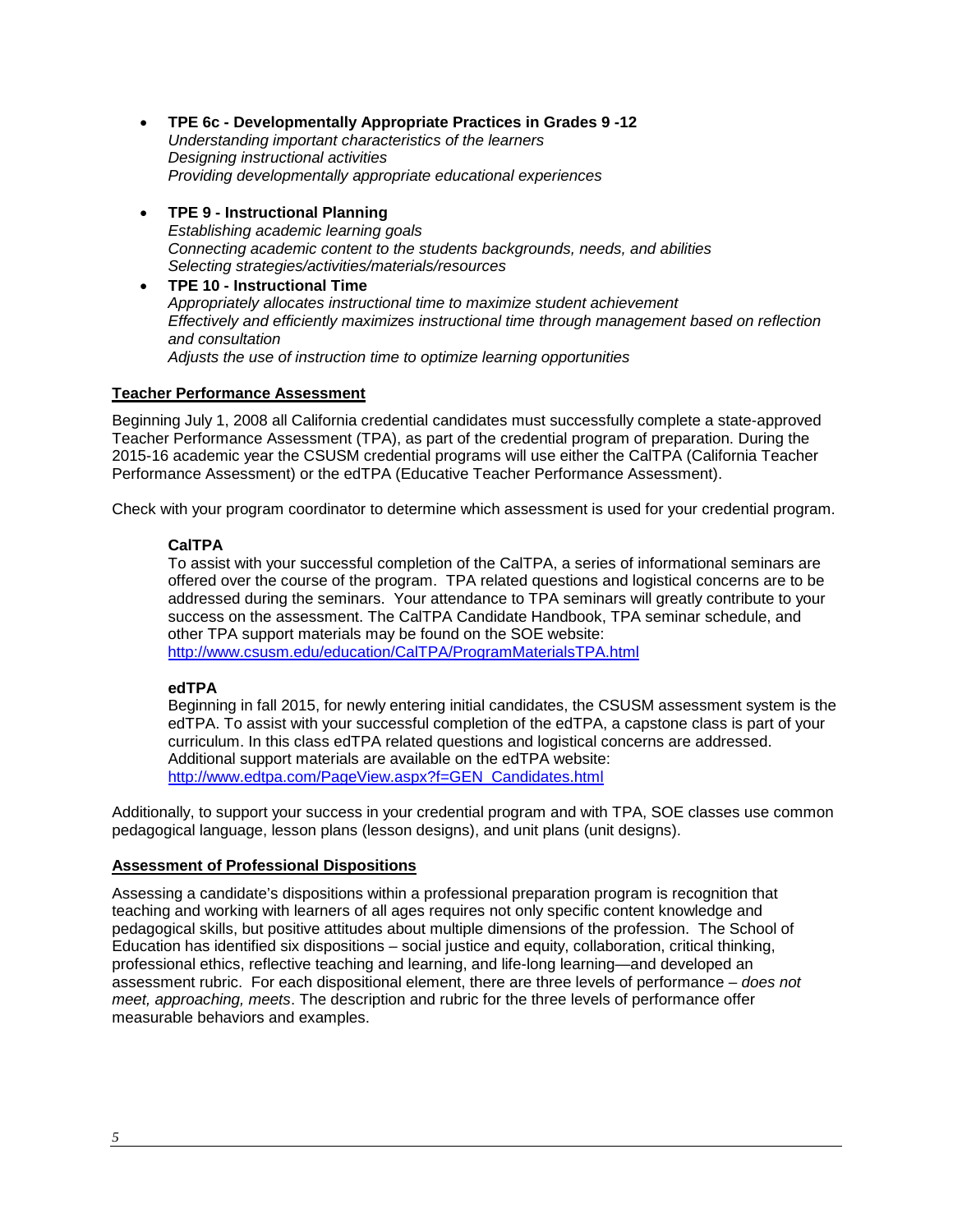- **TPE 6c - Developmentally Appropriate Practices in Grades 9 -12**
  *Understanding important characteristics of the learners*
  *Designing instructional activities*
  *Providing developmentally appropriate educational experiences*

- **TPE 9 - Instructional Planning**
  *Establishing academic learning goals*
  *Connecting academic content to the students backgrounds, needs, and abilities*
  *Selecting strategies/activities/materials/resources*
- **TPE 10 - Instructional Time**
  *Appropriately allocates instructional time to maximize student achievement*
  *Effectively and efficiently maximizes instructional time through management based on reflection and consultation*
  *Adjusts the use of instruction time to optimize learning opportunities*

## Teacher Performance Assessment

Beginning July 1, 2008 all California credential candidates must successfully complete a state-approved Teacher Performance Assessment (TPA), as part of the credential program of preparation. During the 2015-16 academic year the CSUSM credential programs will use either the CalTPA (California Teacher Performance Assessment) or the edTPA (Educative Teacher Performance Assessment).

Check with your program coordinator to determine which assessment is used for your credential program.

### CalTPA

To assist with your successful completion of the CalTPA, a series of informational seminars are offered over the course of the program. TPA related questions and logistical concerns are to be addressed during the seminars. Your attendance to TPA seminars will greatly contribute to your success on the assessment. The CalTPA Candidate Handbook, TPA seminar schedule, and other TPA support materials may be found on the SOE website: http://www.csusm.edu/education/CalTPA/ProgramMaterialsTPA.html

### edTPA

Beginning in fall 2015, for newly entering initial candidates, the CSUSM assessment system is the edTPA. To assist with your successful completion of the edTPA, a capstone class is part of your curriculum. In this class edTPA related questions and logistical concerns are addressed. Additional support materials are available on the edTPA website: http://www.edtpa.com/PageView.aspx?f=GEN_Candidates.html

Additionally, to support your success in your credential program and with TPA, SOE classes use common pedagogical language, lesson plans (lesson designs), and unit plans (unit designs).

## Assessment of Professional Dispositions

Assessing a candidate's dispositions within a professional preparation program is recognition that teaching and working with learners of all ages requires not only specific content knowledge and pedagogical skills, but positive attitudes about multiple dimensions of the profession. The School of Education has identified six dispositions – social justice and equity, collaboration, critical thinking, professional ethics, reflective teaching and learning, and life-long learning—and developed an assessment rubric. For each dispositional element, there are three levels of performance – *does not meet, approaching, meets*. The description and rubric for the three levels of performance offer measurable behaviors and examples.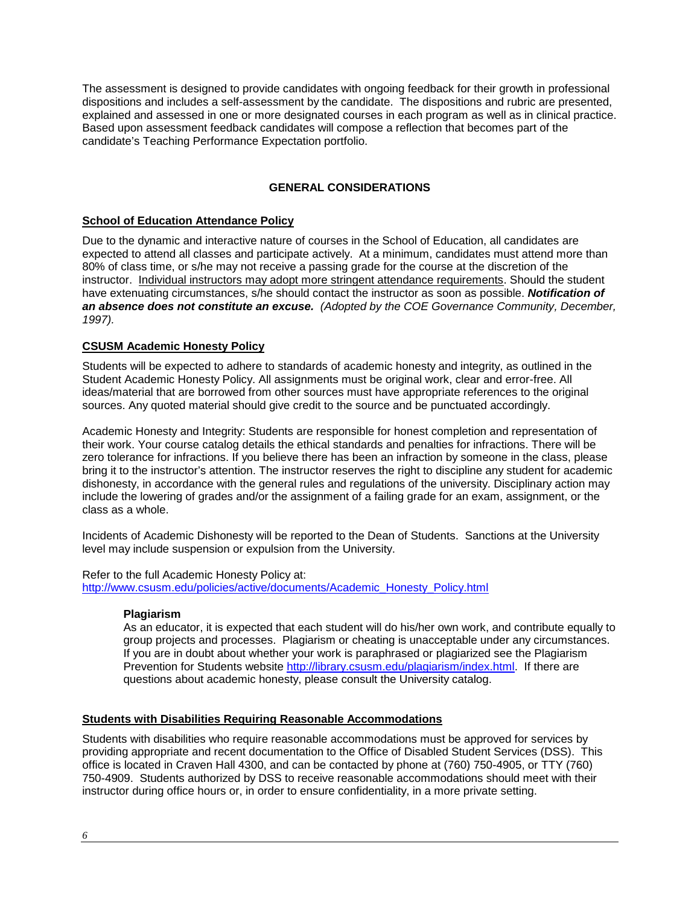The assessment is designed to provide candidates with ongoing feedback for their growth in professional dispositions and includes a self-assessment by the candidate. The dispositions and rubric are presented, explained and assessed in one or more designated courses in each program as well as in clinical practice. Based upon assessment feedback candidates will compose a reflection that becomes part of the candidate's Teaching Performance Expectation portfolio.

## GENERAL CONSIDERATIONS

### School of Education Attendance Policy

Due to the dynamic and interactive nature of courses in the School of Education, all candidates are expected to attend all classes and participate actively. At a minimum, candidates must attend more than 80% of class time, or s/he may not receive a passing grade for the course at the discretion of the instructor. Individual instructors may adopt more stringent attendance requirements. Should the student have extenuating circumstances, s/he should contact the instructor as soon as possible. ***Notification of an absence does not constitute an excuse.*** *(Adopted by the COE Governance Community, December, 1997).*

### CSUSM Academic Honesty Policy

Students will be expected to adhere to standards of academic honesty and integrity, as outlined in the Student Academic Honesty Policy. All assignments must be original work, clear and error-free. All ideas/material that are borrowed from other sources must have appropriate references to the original sources. Any quoted material should give credit to the source and be punctuated accordingly.

Academic Honesty and Integrity: Students are responsible for honest completion and representation of their work. Your course catalog details the ethical standards and penalties for infractions. There will be zero tolerance for infractions. If you believe there has been an infraction by someone in the class, please bring it to the instructor's attention. The instructor reserves the right to discipline any student for academic dishonesty, in accordance with the general rules and regulations of the university. Disciplinary action may include the lowering of grades and/or the assignment of a failing grade for an exam, assignment, or the class as a whole.

Incidents of Academic Dishonesty will be reported to the Dean of Students. Sanctions at the University level may include suspension or expulsion from the University.

Refer to the full Academic Honesty Policy at:
http://www.csusm.edu/policies/active/documents/Academic_Honesty_Policy.html

#### Plagiarism

As an educator, it is expected that each student will do his/her own work, and contribute equally to group projects and processes. Plagiarism or cheating is unacceptable under any circumstances. If you are in doubt about whether your work is paraphrased or plagiarized see the Plagiarism Prevention for Students website http://library.csusm.edu/plagiarism/index.html. If there are questions about academic honesty, please consult the University catalog.

### Students with Disabilities Requiring Reasonable Accommodations

Students with disabilities who require reasonable accommodations must be approved for services by providing appropriate and recent documentation to the Office of Disabled Student Services (DSS). This office is located in Craven Hall 4300, and can be contacted by phone at (760) 750-4905, or TTY (760) 750-4909. Students authorized by DSS to receive reasonable accommodations should meet with their instructor during office hours or, in order to ensure confidentiality, in a more private setting.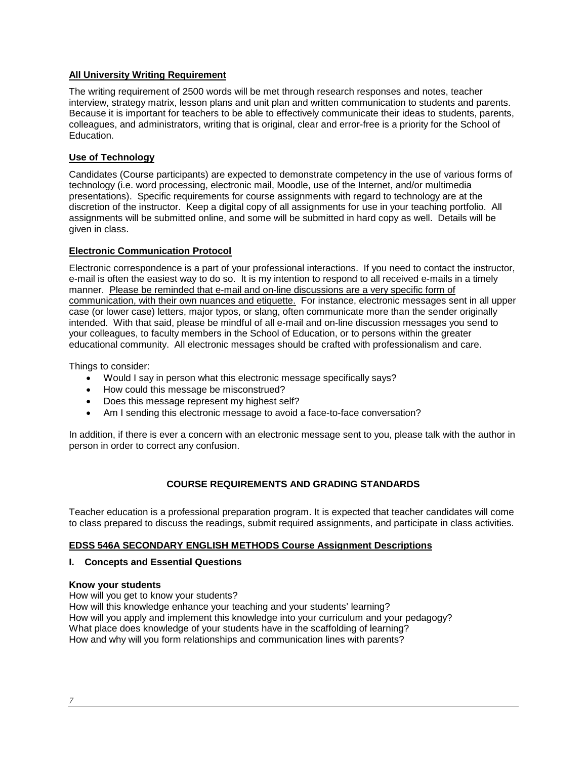**All University Writing Requirement**

The writing requirement of 2500 words will be met through research responses and notes, teacher interview, strategy matrix, lesson plans and unit plan and written communication to students and parents. Because it is important for teachers to be able to effectively communicate their ideas to students, parents, colleagues, and administrators, writing that is original, clear and error-free is a priority for the School of Education.

**Use of Technology**

Candidates (Course participants) are expected to demonstrate competency in the use of various forms of technology (i.e. word processing, electronic mail, Moodle, use of the Internet, and/or multimedia presentations). Specific requirements for course assignments with regard to technology are at the discretion of the instructor. Keep a digital copy of all assignments for use in your teaching portfolio. All assignments will be submitted online, and some will be submitted in hard copy as well. Details will be given in class.

**Electronic Communication Protocol**

Electronic correspondence is a part of your professional interactions. If you need to contact the instructor, e-mail is often the easiest way to do so. It is my intention to respond to all received e-mails in a timely manner. Please be reminded that e-mail and on-line discussions are a very specific form of communication, with their own nuances and etiquette. For instance, electronic messages sent in all upper case (or lower case) letters, major typos, or slang, often communicate more than the sender originally intended. With that said, please be mindful of all e-mail and on-line discussion messages you send to your colleagues, to faculty members in the School of Education, or to persons within the greater educational community. All electronic messages should be crafted with professionalism and care.

Things to consider:

- Would I say in person what this electronic message specifically says?
- How could this message be misconstrued?
- Does this message represent my highest self?
- Am I sending this electronic message to avoid a face-to-face conversation?

In addition, if there is ever a concern with an electronic message sent to you, please talk with the author in person in order to correct any confusion.

## COURSE REQUIREMENTS AND GRADING STANDARDS

Teacher education is a professional preparation program. It is expected that teacher candidates will come to class prepared to discuss the readings, submit required assignments, and participate in class activities.

**EDSS 546A SECONDARY ENGLISH METHODS Course Assignment Descriptions**

**I. Concepts and Essential Questions**

**Know your students**

How will you get to know your students?
How will this knowledge enhance your teaching and your students' learning?
How will you apply and implement this knowledge into your curriculum and your pedagogy?
What place does knowledge of your students have in the scaffolding of learning?
How and why will you form relationships and communication lines with parents?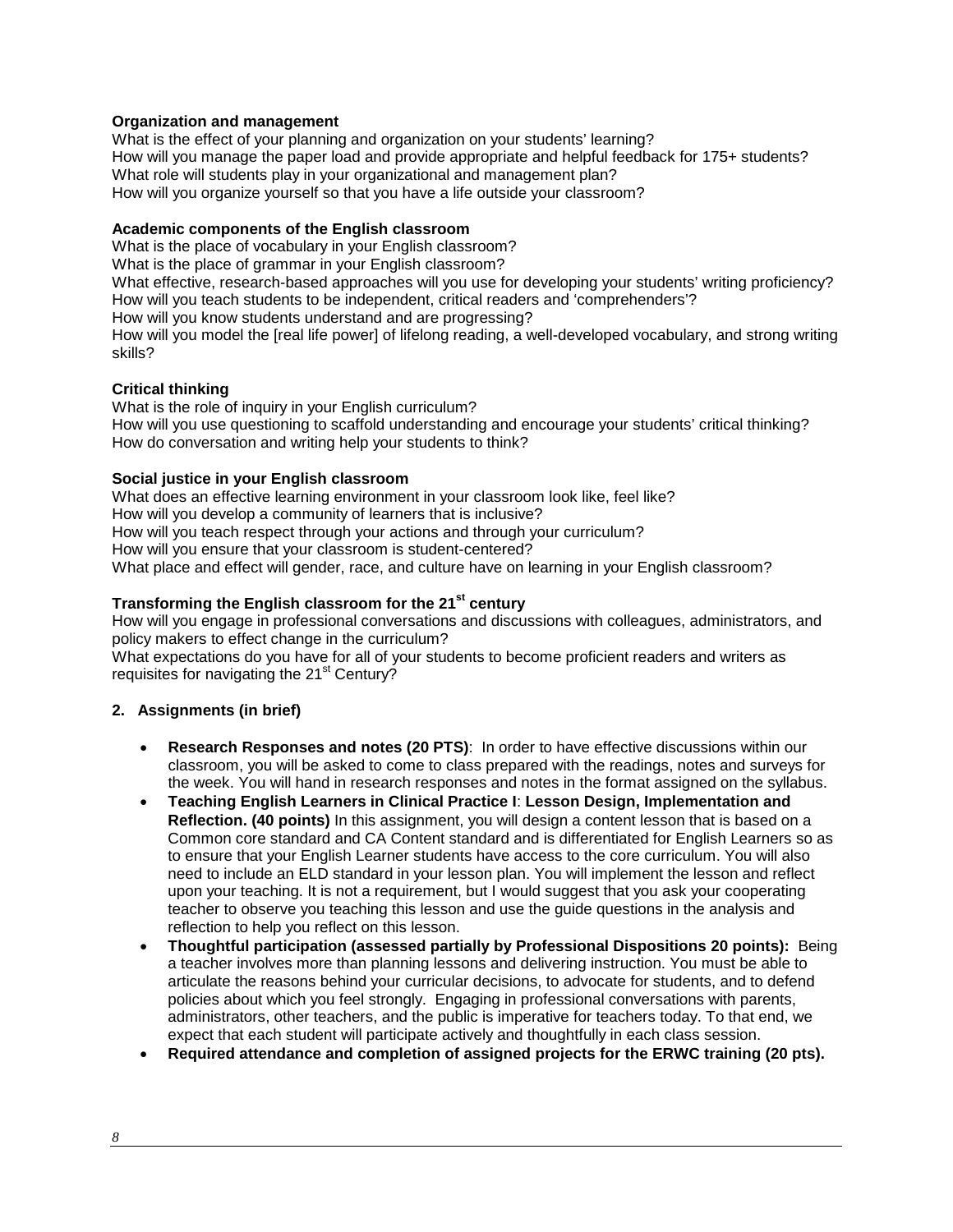**Organization and management**

What is the effect of your planning and organization on your students' learning?
How will you manage the paper load and provide appropriate and helpful feedback for 175+ students?
What role will students play in your organizational and management plan?
How will you organize yourself so that you have a life outside your classroom?

**Academic components of the English classroom**

What is the place of vocabulary in your English classroom?
What is the place of grammar in your English classroom?
What effective, research-based approaches will you use for developing your students' writing proficiency?
How will you teach students to be independent, critical readers and 'comprehenders'?
How will you know students understand and are progressing?
How will you model the [real life power] of lifelong reading, a well-developed vocabulary, and strong writing skills?

**Critical thinking**

What is the role of inquiry in your English curriculum?
How will you use questioning to scaffold understanding and encourage your students' critical thinking?
How do conversation and writing help your students to think?

**Social justice in your English classroom**

What does an effective learning environment in your classroom look like, feel like?
How will you develop a community of learners that is inclusive?
How will you teach respect through your actions and through your curriculum?
How will you ensure that your classroom is student-centered?
What place and effect will gender, race, and culture have on learning in your English classroom?

**Transforming the English classroom for the 21st century**

How will you engage in professional conversations and discussions with colleagues, administrators, and policy makers to effect change in the curriculum?
What expectations do you have for all of your students to become proficient readers and writers as requisites for navigating the 21st Century?

**2. Assignments (in brief)**

- **Research Responses and notes (20 PTS)**: In order to have effective discussions within our classroom, you will be asked to come to class prepared with the readings, notes and surveys for the week. You will hand in research responses and notes in the format assigned on the syllabus.
- **Teaching English Learners in Clinical Practice I**: **Lesson Design, Implementation and Reflection. (40 points)** In this assignment, you will design a content lesson that is based on a Common core standard and CA Content standard and is differentiated for English Learners so as to ensure that your English Learner students have access to the core curriculum. You will also need to include an ELD standard in your lesson plan. You will implement the lesson and reflect upon your teaching. It is not a requirement, but I would suggest that you ask your cooperating teacher to observe you teaching this lesson and use the guide questions in the analysis and reflection to help you reflect on this lesson.
- **Thoughtful participation (assessed partially by Professional Dispositions 20 points):** Being a teacher involves more than planning lessons and delivering instruction. You must be able to articulate the reasons behind your curricular decisions, to advocate for students, and to defend policies about which you feel strongly. Engaging in professional conversations with parents, administrators, other teachers, and the public is imperative for teachers today. To that end, we expect that each student will participate actively and thoughtfully in each class session.
- **Required attendance and completion of assigned projects for the ERWC training (20 pts).**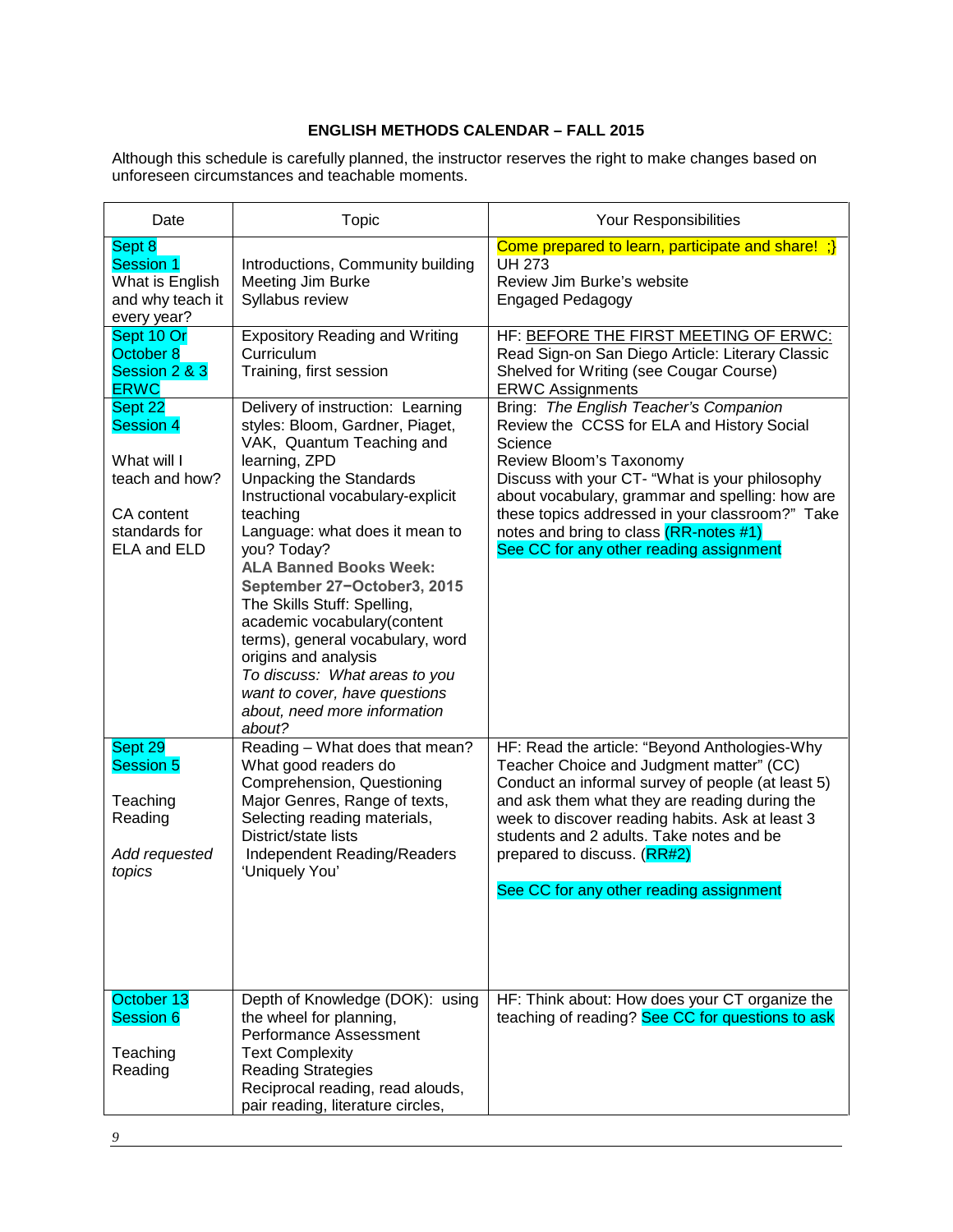**ENGLISH METHODS CALENDAR – FALL 2015**

Although this schedule is carefully planned, the instructor reserves the right to make changes based on unforeseen circumstances and teachable moments.

| Date | Topic | Your Responsibilities |
|---|---|---|
| Sept 8<br>Session 1<br>What is English and why teach it every year? | Introductions, Community building<br>Meeting Jim Burke<br>Syllabus review | Come prepared to learn, participate and share! ;}<br>UH 273<br>Review Jim Burke's website<br>Engaged Pedagogy |
| Sept 10 Or October 8<br>Session 2 & 3<br>ERWC | Expository Reading and Writing Curriculum<br>Training, first session | HF: BEFORE THE FIRST MEETING OF ERWC:<br>Read Sign-on San Diego Article: Literary Classic Shelved for Writing (see Cougar Course)<br>ERWC Assignments |
| Sept 22<br>Session 4<br><br>What will I teach and how?<br><br>CA content standards for ELA and ELD | Delivery of instruction: Learning styles: Bloom, Gardner, Piaget, VAK, Quantum Teaching and learning, ZPD<br>Unpacking the Standards<br>Instructional vocabulary-explicit teaching<br>Language: what does it mean to you? Today?<br>**ALA Banned Books Week: September 27−October3, 2015**<br>The Skills Stuff: Spelling, academic vocabulary(content terms), general vocabulary, word origins and analysis<br>*To discuss: What areas to you want to cover, have questions about, need more information about?* | Bring: *The English Teacher's Companion*<br>Review the CCSS for ELA and History Social Science<br>Review Bloom's Taxonomy<br>Discuss with your CT- "What is your philosophy about vocabulary, grammar and spelling: how are these topics addressed in your classroom?" Take notes and bring to class (RR-notes #1)<br>See CC for any other reading assignment |
| Sept 29<br>Session 5<br><br>Teaching Reading<br><br>*Add requested topics* | Reading – What does that mean?<br>What good readers do<br>Comprehension, Questioning<br>Major Genres, Range of texts,<br>Selecting reading materials,<br>District/state lists<br>Independent Reading/Readers<br>'Uniquely You' | HF: Read the article: "Beyond Anthologies-Why Teacher Choice and Judgment matter" (CC)<br>Conduct an informal survey of people (at least 5) and ask them what they are reading during the week to discover reading habits. Ask at least 3 students and 2 adults. Take notes and be prepared to discuss. (RR#2)<br><br>See CC for any other reading assignment |
| October 13<br>Session 6<br><br>Teaching Reading | Depth of Knowledge (DOK): using the wheel for planning,<br>Performance Assessment<br>Text Complexity<br>Reading Strategies<br>Reciprocal reading, read alouds, pair reading, literature circles, | HF: Think about: How does your CT organize the teaching of reading? See CC for questions to ask |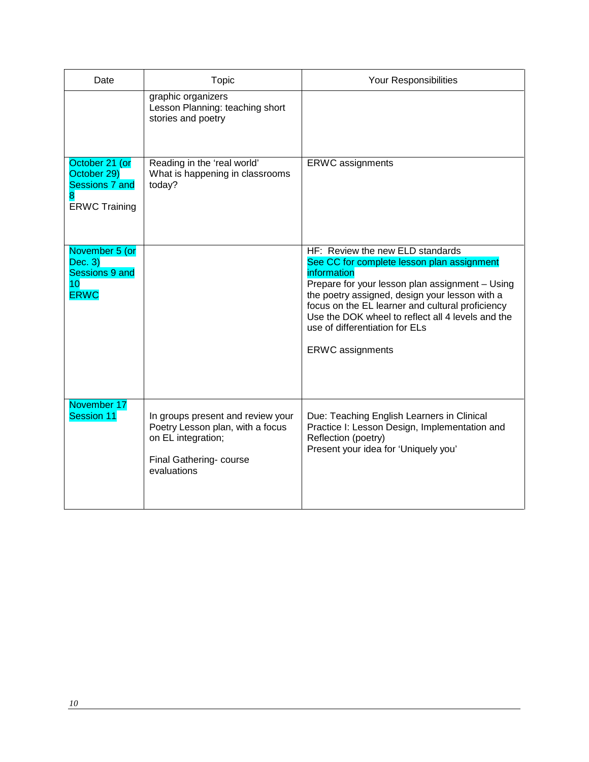| Date | Topic | Your Responsibilities |
|---|---|---|
| | graphic organizers<br>Lesson Planning: teaching short stories and poetry | |
| October 21 (or October 29)<br>Sessions 7 and 8<br>ERWC Training | Reading in the 'real world'<br>What is happening in classrooms today? | ERWC assignments |
| November 5 (or Dec. 3)<br>Sessions 9 and 10<br>ERWC | | HF: Review the new ELD standards<br>See CC for complete lesson plan assignment information<br>Prepare for your lesson plan assignment – Using the poetry assigned, design your lesson with a focus on the EL learner and cultural proficiency<br>Use the DOK wheel to reflect all 4 levels and the use of differentiation for ELs<br><br>ERWC assignments |
| November 17<br>Session 11 | In groups present and review your Poetry Lesson plan, with a focus on EL integration;<br><br>Final Gathering- course evaluations | Due: Teaching English Learners in Clinical Practice I: Lesson Design, Implementation and Reflection (poetry)<br>Present your idea for 'Uniquely you' |